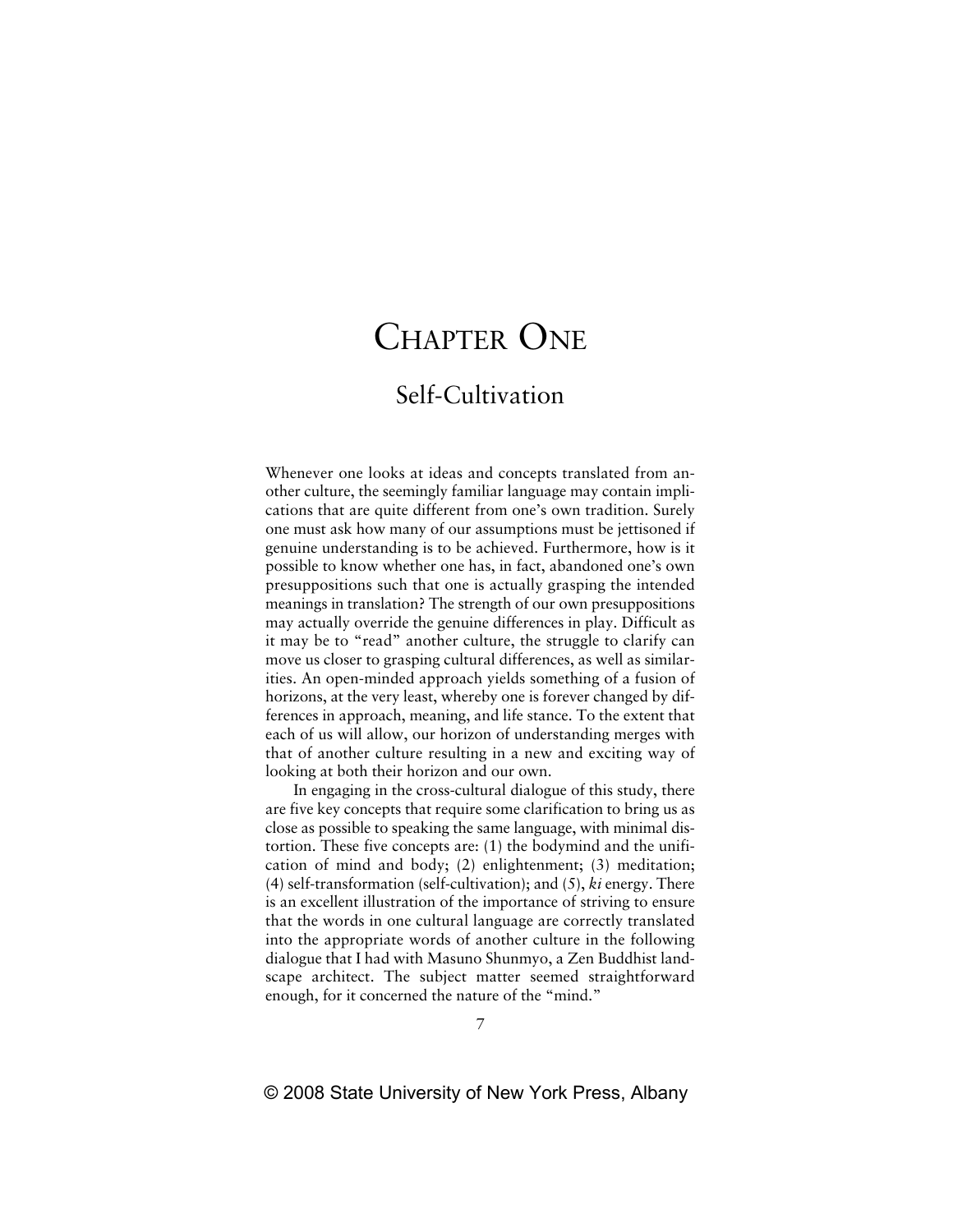# Chapter One

## Self-Cultivation

Whenever one looks at ideas and concepts translated from another culture, the seemingly familiar language may contain implications that are quite different from one's own tradition. Surely one must ask how many of our assumptions must be jettisoned if genuine understanding is to be achieved. Furthermore, how is it possible to know whether one has, in fact, abandoned one's own presuppositions such that one is actually grasping the intended meanings in translation? The strength of our own presuppositions may actually override the genuine differences in play. Difficult as it may be to "read" another culture, the struggle to clarify can move us closer to grasping cultural differences, as well as similarities. An open-minded approach yields something of a fusion of horizons, at the very least, whereby one is forever changed by differences in approach, meaning, and life stance. To the extent that each of us will allow, our horizon of understanding merges with that of another culture resulting in a new and exciting way of looking at both their horizon and our own.

In engaging in the cross-cultural dialogue of this study, there are five key concepts that require some clarification to bring us as close as possible to speaking the same language, with minimal distortion. These five concepts are: (1) the bodymind and the unification of mind and body; (2) enlightenment; (3) meditation; (4) self-transformation (self-cultivation); and (5), *ki* energy. There is an excellent illustration of the importance of striving to ensure that the words in one cultural language are correctly translated into the appropriate words of another culture in the following dialogue that I had with Masuno Shunmyo, a Zen Buddhist landscape architect. The subject matter seemed straightforward enough, for it concerned the nature of the "mind."

© 2008 State University of New York Press, Albany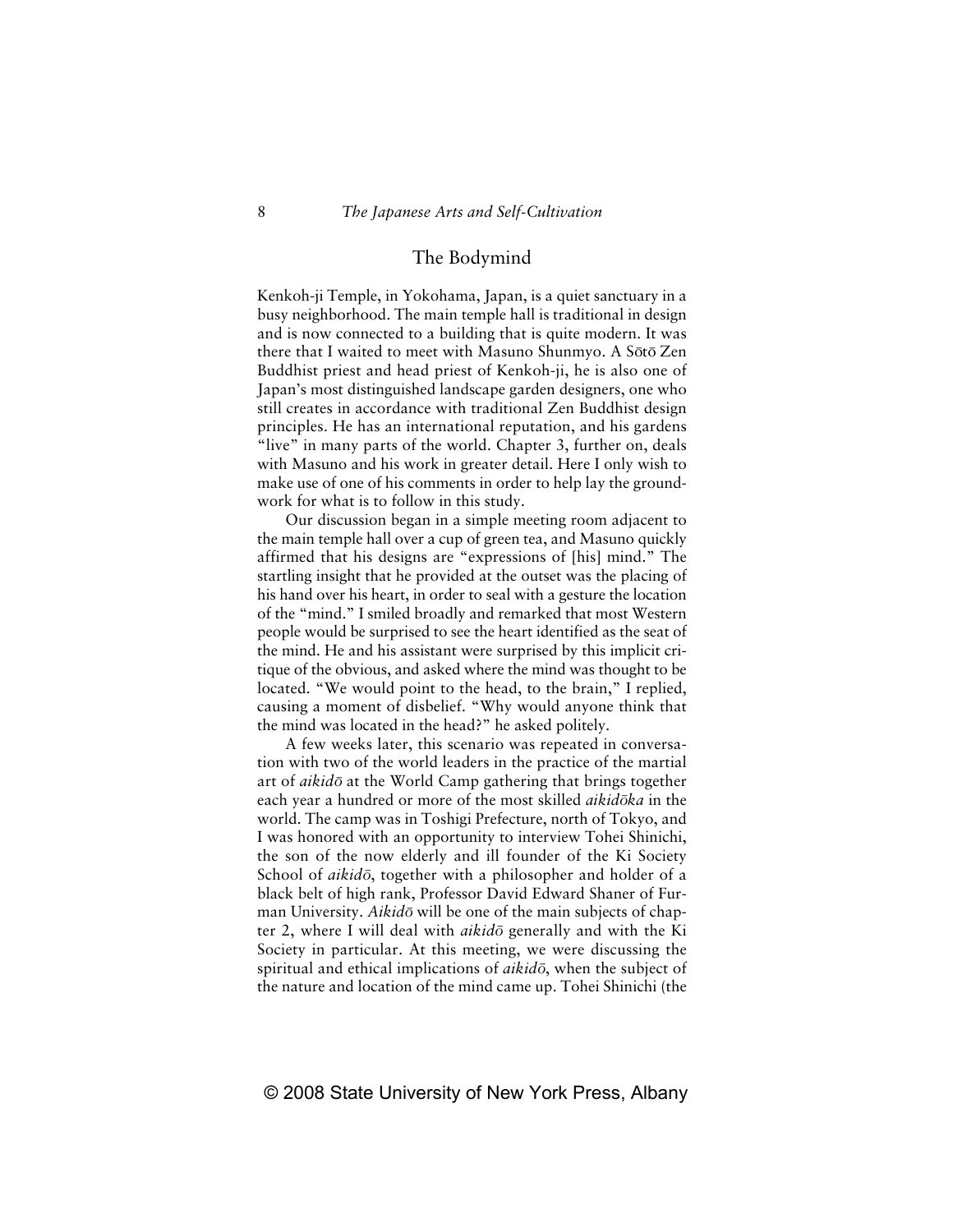## The Bodymind

Kenkoh-ji Temple, in Yokohama, Japan, is a quiet sanctuary in a busy neighborhood. The main temple hall is traditional in design and is now connected to a building that is quite modern. It was there that I waited to meet with Masuno Shunmyo. A Sōtō Zen Buddhist priest and head priest of Kenkoh-ji, he is also one of Japan's most distinguished landscape garden designers, one who still creates in accordance with traditional Zen Buddhist design principles. He has an international reputation, and his gardens "live" in many parts of the world. Chapter 3, further on, deals with Masuno and his work in greater detail. Here I only wish to make use of one of his comments in order to help lay the groundwork for what is to follow in this study.

Our discussion began in a simple meeting room adjacent to the main temple hall over a cup of green tea, and Masuno quickly affirmed that his designs are "expressions of [his] mind." The startling insight that he provided at the outset was the placing of his hand over his heart, in order to seal with a gesture the location of the "mind." I smiled broadly and remarked that most Western people would be surprised to see the heart identified as the seat of the mind. He and his assistant were surprised by this implicit critique of the obvious, and asked where the mind was thought to be located. "We would point to the head, to the brain," I replied, causing a moment of disbelief. "Why would anyone think that the mind was located in the head?" he asked politely.

A few weeks later, this scenario was repeated in conversation with two of the world leaders in the practice of the martial art of *aikidō* at the World Camp gathering that brings together each year a hundred or more of the most skilled *aikidōka* in the world. The camp was in Toshigi Prefecture, north of Tokyo, and I was honored with an opportunity to interview Tohei Shinichi, the son of the now elderly and ill founder of the Ki Society School of *aikidō*, together with a philosopher and holder of a black belt of high rank, Professor David Edward Shaner of Furman University. *Aikidō* will be one of the main subjects of chapter 2, where I will deal with *aikidō* generally and with the Ki Society in particular. At this meeting, we were discussing the spiritual and ethical implications of *aikidō*, when the subject of the nature and location of the mind came up. Tohei Shinichi (the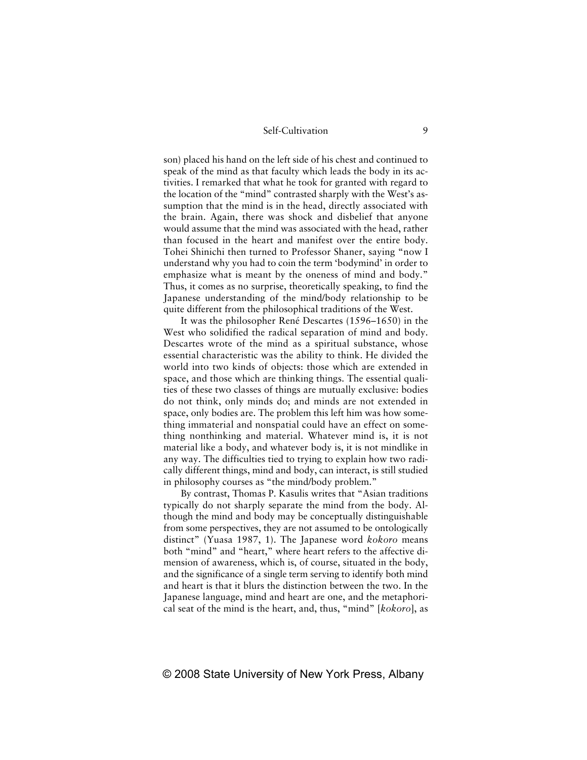son) placed his hand on the left side of his chest and continued to speak of the mind as that faculty which leads the body in its activities. I remarked that what he took for granted with regard to the location of the "mind" contrasted sharply with the West's assumption that the mind is in the head, directly associated with the brain. Again, there was shock and disbelief that anyone would assume that the mind was associated with the head, rather than focused in the heart and manifest over the entire body. Tohei Shinichi then turned to Professor Shaner, saying "now I understand why you had to coin the term 'bodymind' in order to emphasize what is meant by the oneness of mind and body." Thus, it comes as no surprise, theoretically speaking, to find the Japanese understanding of the mind/body relationship to be quite different from the philosophical traditions of the West.

It was the philosopher René Descartes (1596–1650) in the West who solidified the radical separation of mind and body. Descartes wrote of the mind as a spiritual substance, whose essential characteristic was the ability to think. He divided the world into two kinds of objects: those which are extended in space, and those which are thinking things. The essential qualities of these two classes of things are mutually exclusive: bodies do not think, only minds do; and minds are not extended in space, only bodies are. The problem this left him was how something immaterial and nonspatial could have an effect on something nonthinking and material. Whatever mind is, it is not material like a body, and whatever body is, it is not mindlike in any way. The difficulties tied to trying to explain how two radically different things, mind and body, can interact, is still studied in philosophy courses as "the mind/body problem."

By contrast, Thomas P. Kasulis writes that "Asian traditions typically do not sharply separate the mind from the body. Although the mind and body may be conceptually distinguishable from some perspectives, they are not assumed to be ontologically distinct" (Yuasa 1987, 1). The Japanese word *kokoro* means both "mind" and "heart," where heart refers to the affective dimension of awareness, which is, of course, situated in the body, and the significance of a single term serving to identify both mind and heart is that it blurs the distinction between the two. In the Japanese language, mind and heart are one, and the metaphorical seat of the mind is the heart, and, thus, "mind" [*kokoro*], as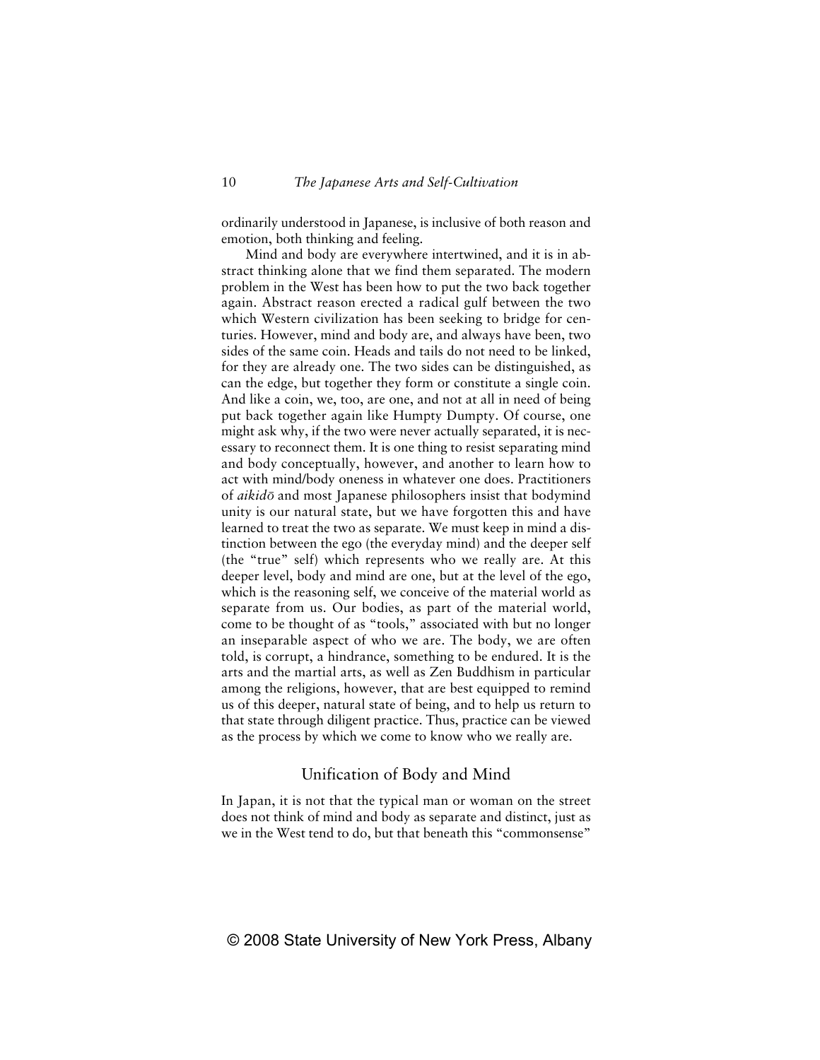ordinarily understood in Japanese, is inclusive of both reason and emotion, both thinking and feeling.

Mind and body are everywhere intertwined, and it is in abstract thinking alone that we find them separated. The modern problem in the West has been how to put the two back together again. Abstract reason erected a radical gulf between the two which Western civilization has been seeking to bridge for centuries. However, mind and body are, and always have been, two sides of the same coin. Heads and tails do not need to be linked, for they are already one. The two sides can be distinguished, as can the edge, but together they form or constitute a single coin. And like a coin, we, too, are one, and not at all in need of being put back together again like Humpty Dumpty. Of course, one might ask why, if the two were never actually separated, it is necessary to reconnect them. It is one thing to resist separating mind and body conceptually, however, and another to learn how to act with mind/body oneness in whatever one does. Practitioners of *aikidō* and most Japanese philosophers insist that bodymind unity is our natural state, but we have forgotten this and have learned to treat the two as separate. We must keep in mind a distinction between the ego (the everyday mind) and the deeper self (the "true" self) which represents who we really are. At this deeper level, body and mind are one, but at the level of the ego, which is the reasoning self, we conceive of the material world as separate from us. Our bodies, as part of the material world, come to be thought of as "tools," associated with but no longer an inseparable aspect of who we are. The body, we are often told, is corrupt, a hindrance, something to be endured. It is the arts and the martial arts, as well as Zen Buddhism in particular among the religions, however, that are best equipped to remind us of this deeper, natural state of being, and to help us return to that state through diligent practice. Thus, practice can be viewed as the process by which we come to know who we really are.

## Unification of Body and Mind

In Japan, it is not that the typical man or woman on the street does not think of mind and body as separate and distinct, just as we in the West tend to do, but that beneath this "commonsense"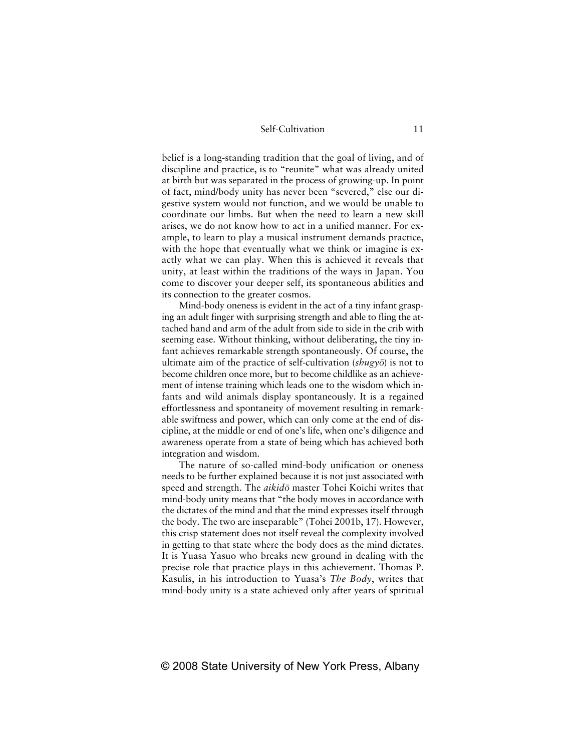belief is a long-standing tradition that the goal of living, and of discipline and practice, is to "reunite" what was already united at birth but was separated in the process of growing-up. In point of fact, mind/body unity has never been "severed," else our digestive system would not function, and we would be unable to coordinate our limbs. But when the need to learn a new skill arises, we do not know how to act in a unified manner. For example, to learn to play a musical instrument demands practice, with the hope that eventually what we think or imagine is exactly what we can play. When this is achieved it reveals that unity, at least within the traditions of the ways in Japan. You come to discover your deeper self, its spontaneous abilities and its connection to the greater cosmos.

Mind-body oneness is evident in the act of a tiny infant grasping an adult finger with surprising strength and able to fling the attached hand and arm of the adult from side to side in the crib with seeming ease. Without thinking, without deliberating, the tiny infant achieves remarkable strength spontaneously. Of course, the ultimate aim of the practice of self-cultivation (*shugyō*) is not to become children once more, but to become childlike as an achievement of intense training which leads one to the wisdom which infants and wild animals display spontaneously. It is a regained effortlessness and spontaneity of movement resulting in remarkable swiftness and power, which can only come at the end of discipline, at the middle or end of one's life, when one's diligence and awareness operate from a state of being which has achieved both integration and wisdom.

The nature of so-called mind-body unification or oneness needs to be further explained because it is not just associated with speed and strength. The *aikidō* master Tohei Koichi writes that mind-body unity means that "the body moves in accordance with the dictates of the mind and that the mind expresses itself through the body. The two are inseparable" (Tohei 2001b, 17). However, this crisp statement does not itself reveal the complexity involved in getting to that state where the body does as the mind dictates. It is Yuasa Yasuo who breaks new ground in dealing with the precise role that practice plays in this achievement. Thomas P. Kasulis, in his introduction to Yuasa's *The Body*, writes that mind-body unity is a state achieved only after years of spiritual

© 2008 State University of New York Press, Albany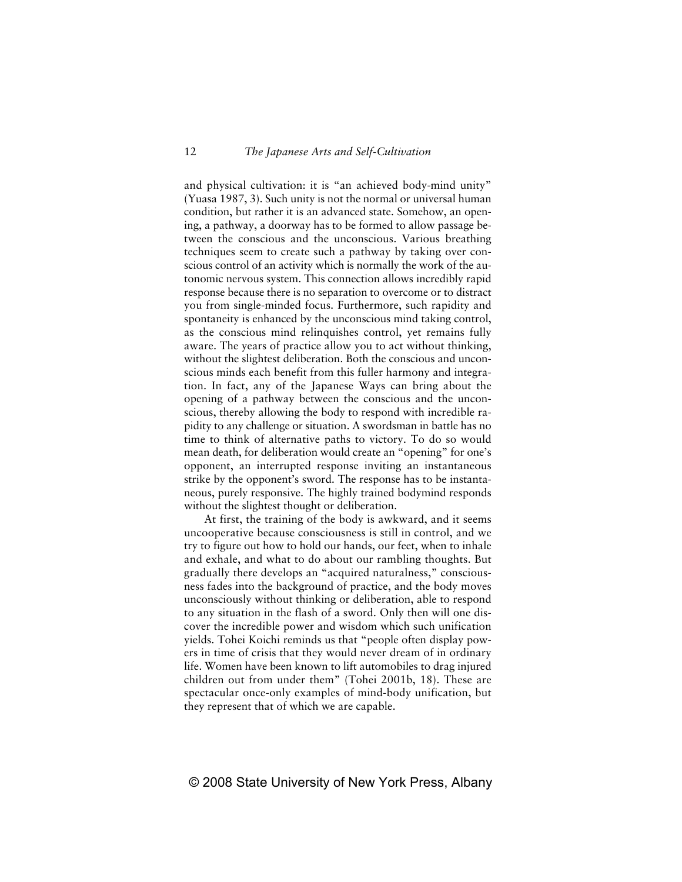and physical cultivation: it is "an achieved body-mind unity" (Yuasa 1987, 3). Such unity is not the normal or universal human condition, but rather it is an advanced state. Somehow, an opening, a pathway, a doorway has to be formed to allow passage between the conscious and the unconscious. Various breathing techniques seem to create such a pathway by taking over conscious control of an activity which is normally the work of the autonomic nervous system. This connection allows incredibly rapid response because there is no separation to overcome or to distract you from single-minded focus. Furthermore, such rapidity and spontaneity is enhanced by the unconscious mind taking control, as the conscious mind relinquishes control, yet remains fully aware. The years of practice allow you to act without thinking, without the slightest deliberation. Both the conscious and unconscious minds each benefit from this fuller harmony and integration. In fact, any of the Japanese Ways can bring about the opening of a pathway between the conscious and the unconscious, thereby allowing the body to respond with incredible rapidity to any challenge or situation. A swordsman in battle has no time to think of alternative paths to victory. To do so would mean death, for deliberation would create an "opening" for one's opponent, an interrupted response inviting an instantaneous strike by the opponent's sword. The response has to be instantaneous, purely responsive. The highly trained bodymind responds without the slightest thought or deliberation.

At first, the training of the body is awkward, and it seems uncooperative because consciousness is still in control, and we try to figure out how to hold our hands, our feet, when to inhale and exhale, and what to do about our rambling thoughts. But gradually there develops an "acquired naturalness," consciousness fades into the background of practice, and the body moves unconsciously without thinking or deliberation, able to respond to any situation in the flash of a sword. Only then will one discover the incredible power and wisdom which such unification yields. Tohei Koichi reminds us that "people often display powers in time of crisis that they would never dream of in ordinary life. Women have been known to lift automobiles to drag injured children out from under them" (Tohei 2001b, 18). These are spectacular once-only examples of mind-body unification, but they represent that of which we are capable.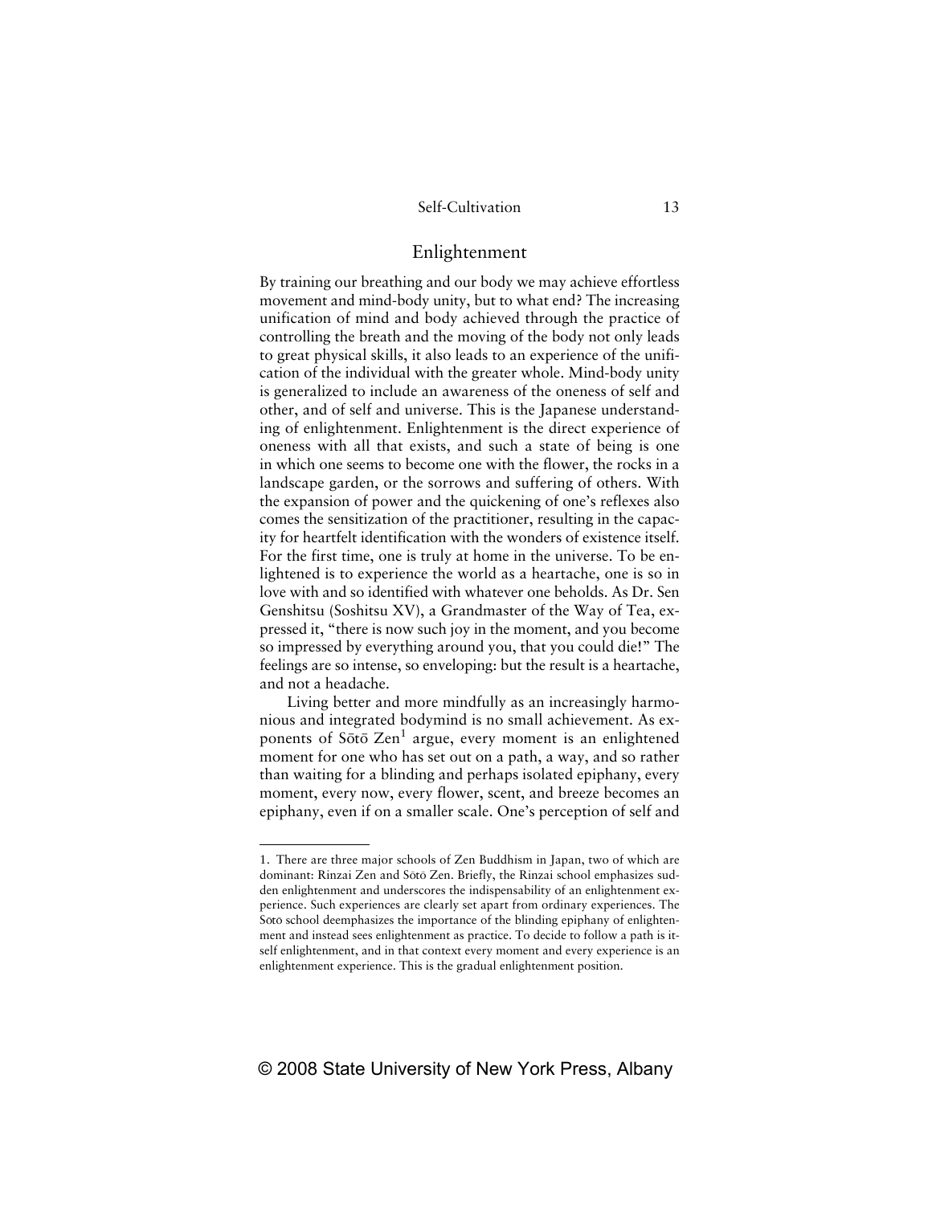## Enlightenment

By training our breathing and our body we may achieve effortless movement and mind-body unity, but to what end? The increasing unification of mind and body achieved through the practice of controlling the breath and the moving of the body not only leads to great physical skills, it also leads to an experience of the unification of the individual with the greater whole. Mind-body unity is generalized to include an awareness of the oneness of self and other, and of self and universe. This is the Japanese understanding of enlightenment. Enlightenment is the direct experience of oneness with all that exists, and such a state of being is one in which one seems to become one with the flower, the rocks in a landscape garden, or the sorrows and suffering of others. With the expansion of power and the quickening of one's reflexes also comes the sensitization of the practitioner, resulting in the capacity for heartfelt identification with the wonders of existence itself. For the first time, one is truly at home in the universe. To be enlightened is to experience the world as a heartache, one is so in love with and so identified with whatever one beholds. As Dr. Sen Genshitsu (Soshitsu XV), a Grandmaster of the Way of Tea, expressed it, "there is now such joy in the moment, and you become so impressed by everything around you, that you could die!" The feelings are so intense, so enveloping: but the result is a heartache, and not a headache.

Living better and more mindfully as an increasingly harmonious and integrated bodymind is no small achievement. As exponents of Sōtō Zen[1] argue, every moment is an enlightened moment for one who has set out on a path, a way, and so rather than waiting for a blinding and perhaps isolated epiphany, every moment, every now, every flower, scent, and breeze becomes an epiphany, even if on a smaller scale. One's perception of self and

---

1. There are three major schools of Zen Buddhism in Japan, two of which are dominant: Rinzai Zen and Sōtō Zen. Briefly, the Rinzai school emphasizes sudden enlightenment and underscores the indispensability of an enlightenment experience. Such experiences are clearly set apart from ordinary experiences. The Sōtō school deemphasizes the importance of the blinding epiphany of enlightenment and instead sees enlightenment as practice. To decide to follow a path is itself enlightenment, and in that context every moment and every experience is an enlightenment experience. This is the gradual enlightenment position.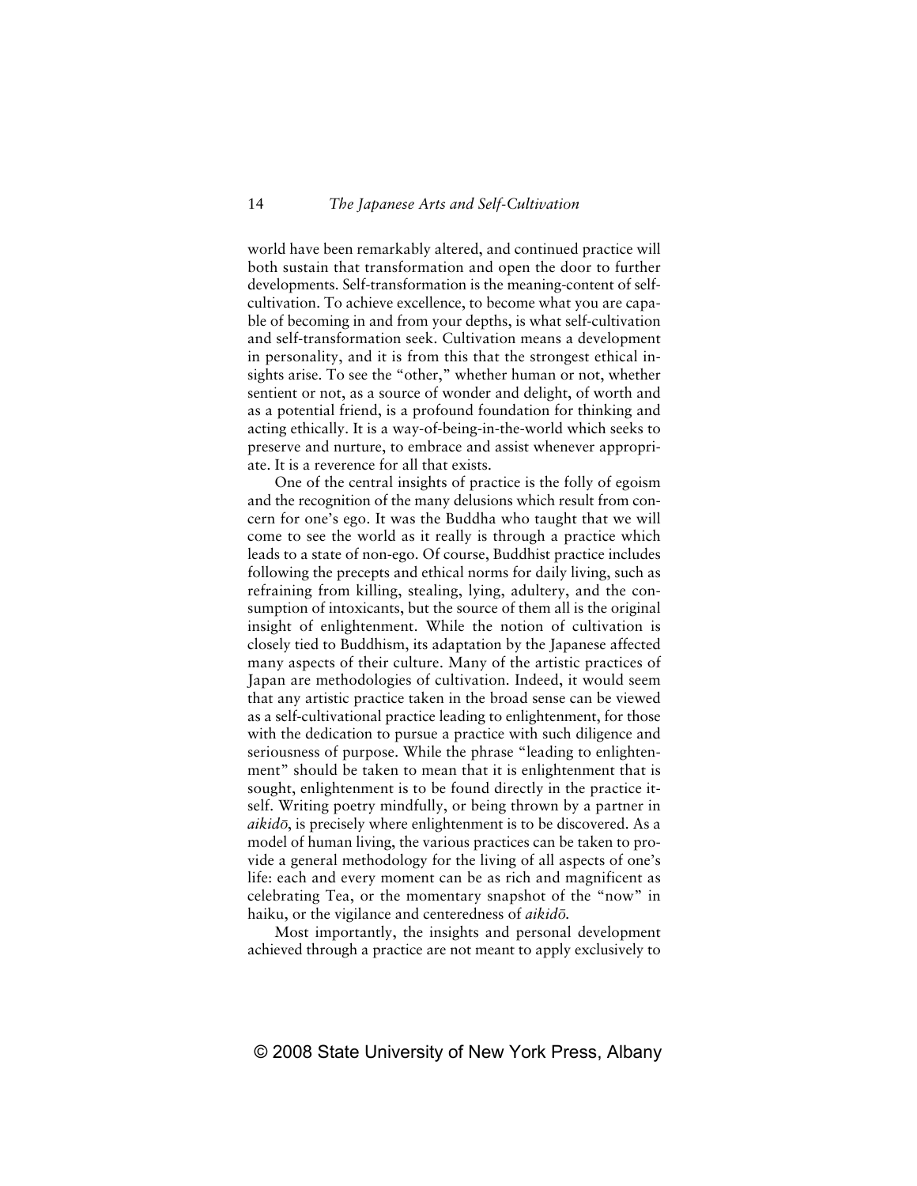world have been remarkably altered, and continued practice will both sustain that transformation and open the door to further developments. Self-transformation is the meaning-content of self-cultivation. To achieve excellence, to become what you are capable of becoming in and from your depths, is what self-cultivation and self-transformation seek. Cultivation means a development in personality, and it is from this that the strongest ethical insights arise. To see the "other," whether human or not, whether sentient or not, as a source of wonder and delight, of worth and as a potential friend, is a profound foundation for thinking and acting ethically. It is a way-of-being-in-the-world which seeks to preserve and nurture, to embrace and assist whenever appropriate. It is a reverence for all that exists.

One of the central insights of practice is the folly of egoism and the recognition of the many delusions which result from concern for one's ego. It was the Buddha who taught that we will come to see the world as it really is through a practice which leads to a state of non-ego. Of course, Buddhist practice includes following the precepts and ethical norms for daily living, such as refraining from killing, stealing, lying, adultery, and the consumption of intoxicants, but the source of them all is the original insight of enlightenment. While the notion of cultivation is closely tied to Buddhism, its adaptation by the Japanese affected many aspects of their culture. Many of the artistic practices of Japan are methodologies of cultivation. Indeed, it would seem that any artistic practice taken in the broad sense can be viewed as a self-cultivational practice leading to enlightenment, for those with the dedication to pursue a practice with such diligence and seriousness of purpose. While the phrase "leading to enlightenment" should be taken to mean that it is enlightenment that is sought, enlightenment is to be found directly in the practice itself. Writing poetry mindfully, or being thrown by a partner in *aikidō*, is precisely where enlightenment is to be discovered. As a model of human living, the various practices can be taken to provide a general methodology for the living of all aspects of one's life: each and every moment can be as rich and magnificent as celebrating Tea, or the momentary snapshot of the "now" in haiku, or the vigilance and centeredness of *aikidō.*

Most importantly, the insights and personal development achieved through a practice are not meant to apply exclusively to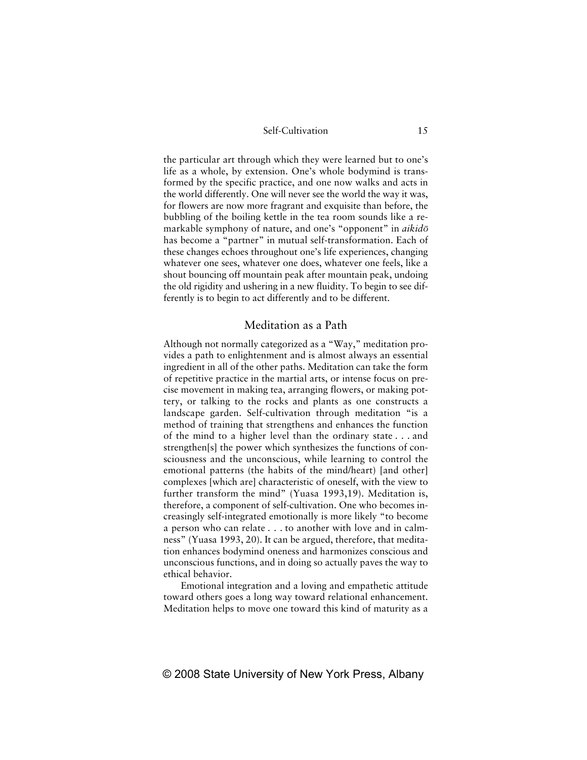the particular art through which they were learned but to one's life as a whole, by extension. One's whole bodymind is transformed by the specific practice, and one now walks and acts in the world differently. One will never see the world the way it was, for flowers are now more fragrant and exquisite than before, the bubbling of the boiling kettle in the tea room sounds like a remarkable symphony of nature, and one's "opponent" in *aikidō* has become a "partner" in mutual self-transformation. Each of these changes echoes throughout one's life experiences, changing whatever one sees, whatever one does, whatever one feels, like a shout bouncing off mountain peak after mountain peak, undoing the old rigidity and ushering in a new fluidity. To begin to see differently is to begin to act differently and to be different.

## Meditation as a Path

Although not normally categorized as a "Way," meditation provides a path to enlightenment and is almost always an essential ingredient in all of the other paths. Meditation can take the form of repetitive practice in the martial arts, or intense focus on precise movement in making tea, arranging flowers, or making pottery, or talking to the rocks and plants as one constructs a landscape garden. Self-cultivation through meditation "is a method of training that strengthens and enhances the function of the mind to a higher level than the ordinary state . . . and strengthen[s] the power which synthesizes the functions of consciousness and the unconscious, while learning to control the emotional patterns (the habits of the mind/heart) [and other] complexes [which are] characteristic of oneself, with the view to further transform the mind" (Yuasa 1993,19). Meditation is, therefore, a component of self-cultivation. One who becomes increasingly self-integrated emotionally is more likely "to become a person who can relate . . . to another with love and in calmness" (Yuasa 1993, 20). It can be argued, therefore, that meditation enhances bodymind oneness and harmonizes conscious and unconscious functions, and in doing so actually paves the way to ethical behavior.

Emotional integration and a loving and empathetic attitude toward others goes a long way toward relational enhancement. Meditation helps to move one toward this kind of maturity as a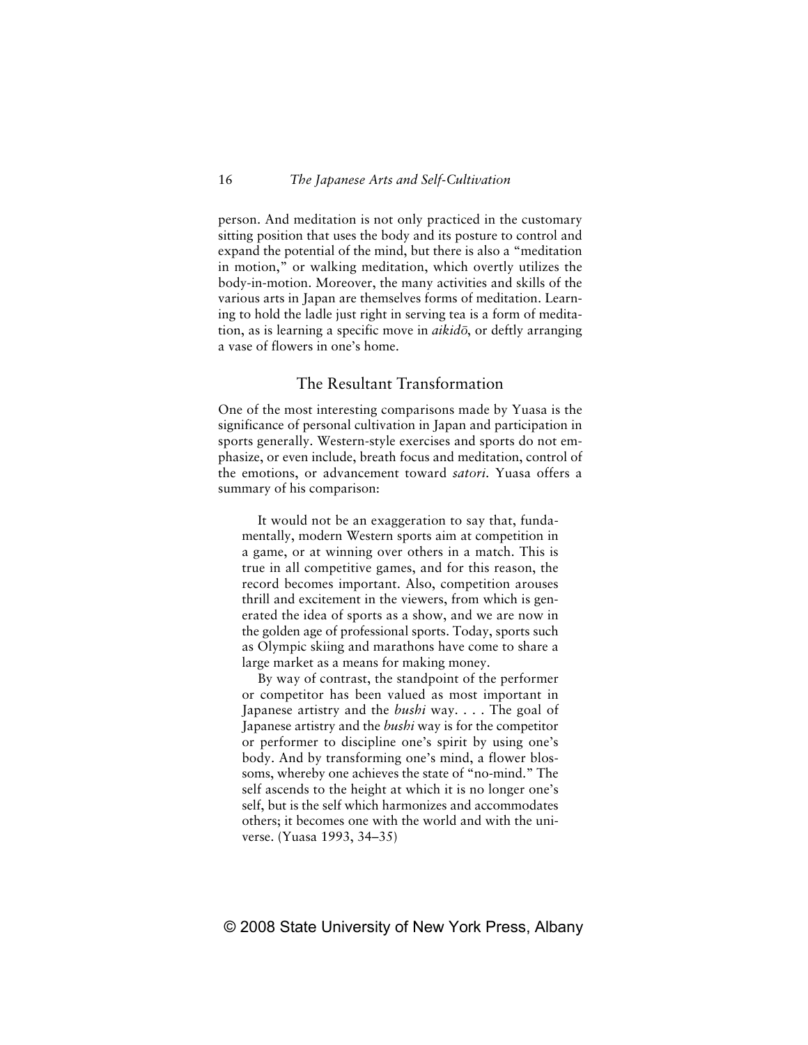person. And meditation is not only practiced in the customary sitting position that uses the body and its posture to control and expand the potential of the mind, but there is also a "meditation in motion," or walking meditation, which overtly utilizes the body-in-motion. Moreover, the many activities and skills of the various arts in Japan are themselves forms of meditation. Learning to hold the ladle just right in serving tea is a form of meditation, as is learning a specific move in *aikidō*, or deftly arranging a vase of flowers in one's home.

## The Resultant Transformation

One of the most interesting comparisons made by Yuasa is the significance of personal cultivation in Japan and participation in sports generally. Western-style exercises and sports do not emphasize, or even include, breath focus and meditation, control of the emotions, or advancement toward *satori*. Yuasa offers a summary of his comparison:

> It would not be an exaggeration to say that, fundamentally, modern Western sports aim at competition in a game, or at winning over others in a match. This is true in all competitive games, and for this reason, the record becomes important. Also, competition arouses thrill and excitement in the viewers, from which is generated the idea of sports as a show, and we are now in the golden age of professional sports. Today, sports such as Olympic skiing and marathons have come to share a large market as a means for making money.
>
> By way of contrast, the standpoint of the performer or competitor has been valued as most important in Japanese artistry and the *bushi* way. . . . The goal of Japanese artistry and the *bushi* way is for the competitor or performer to discipline one's spirit by using one's body. And by transforming one's mind, a flower blossoms, whereby one achieves the state of "no-mind." The self ascends to the height at which it is no longer one's self, but is the self which harmonizes and accommodates others; it becomes one with the world and with the universe. (Yuasa 1993, 34–35)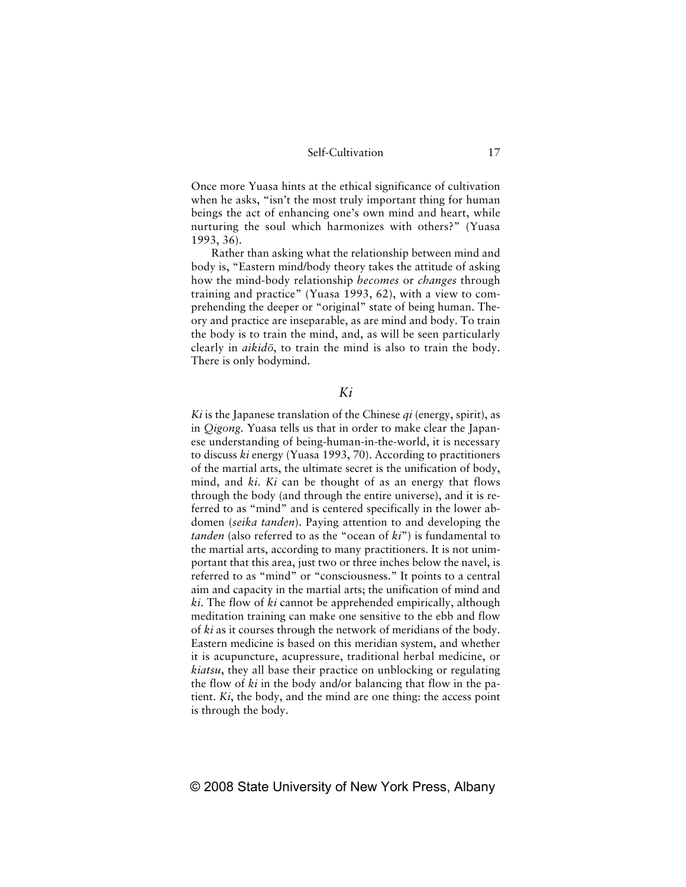Once more Yuasa hints at the ethical significance of cultivation when he asks, "isn't the most truly important thing for human beings the act of enhancing one's own mind and heart, while nurturing the soul which harmonizes with others?" (Yuasa 1993, 36).

Rather than asking what the relationship between mind and body is, "Eastern mind/body theory takes the attitude of asking how the mind-body relationship *becomes* or *changes* through training and practice" (Yuasa 1993, 62), with a view to comprehending the deeper or "original" state of being human. Theory and practice are inseparable, as are mind and body. To train the body is to train the mind, and, as will be seen particularly clearly in *aikidō*, to train the mind is also to train the body. There is only bodymind.

## *Ki*

*Ki* is the Japanese translation of the Chinese *qi* (energy, spirit), as in *Qigong*. Yuasa tells us that in order to make clear the Japanese understanding of being-human-in-the-world, it is necessary to discuss *ki* energy (Yuasa 1993, 70). According to practitioners of the martial arts, the ultimate secret is the unification of body, mind, and *ki*. *Ki* can be thought of as an energy that flows through the body (and through the entire universe), and it is referred to as "mind" and is centered specifically in the lower abdomen (*seika tanden*). Paying attention to and developing the *tanden* (also referred to as the "ocean of *ki*") is fundamental to the martial arts, according to many practitioners. It is not unimportant that this area, just two or three inches below the navel, is referred to as "mind" or "consciousness." It points to a central aim and capacity in the martial arts; the unification of mind and *ki*. The flow of *ki* cannot be apprehended empirically, although meditation training can make one sensitive to the ebb and flow of *ki* as it courses through the network of meridians of the body. Eastern medicine is based on this meridian system, and whether it is acupuncture, acupressure, traditional herbal medicine, or *kiatsu*, they all base their practice on unblocking or regulating the flow of *ki* in the body and/or balancing that flow in the patient. *Ki*, the body, and the mind are one thing: the access point is through the body.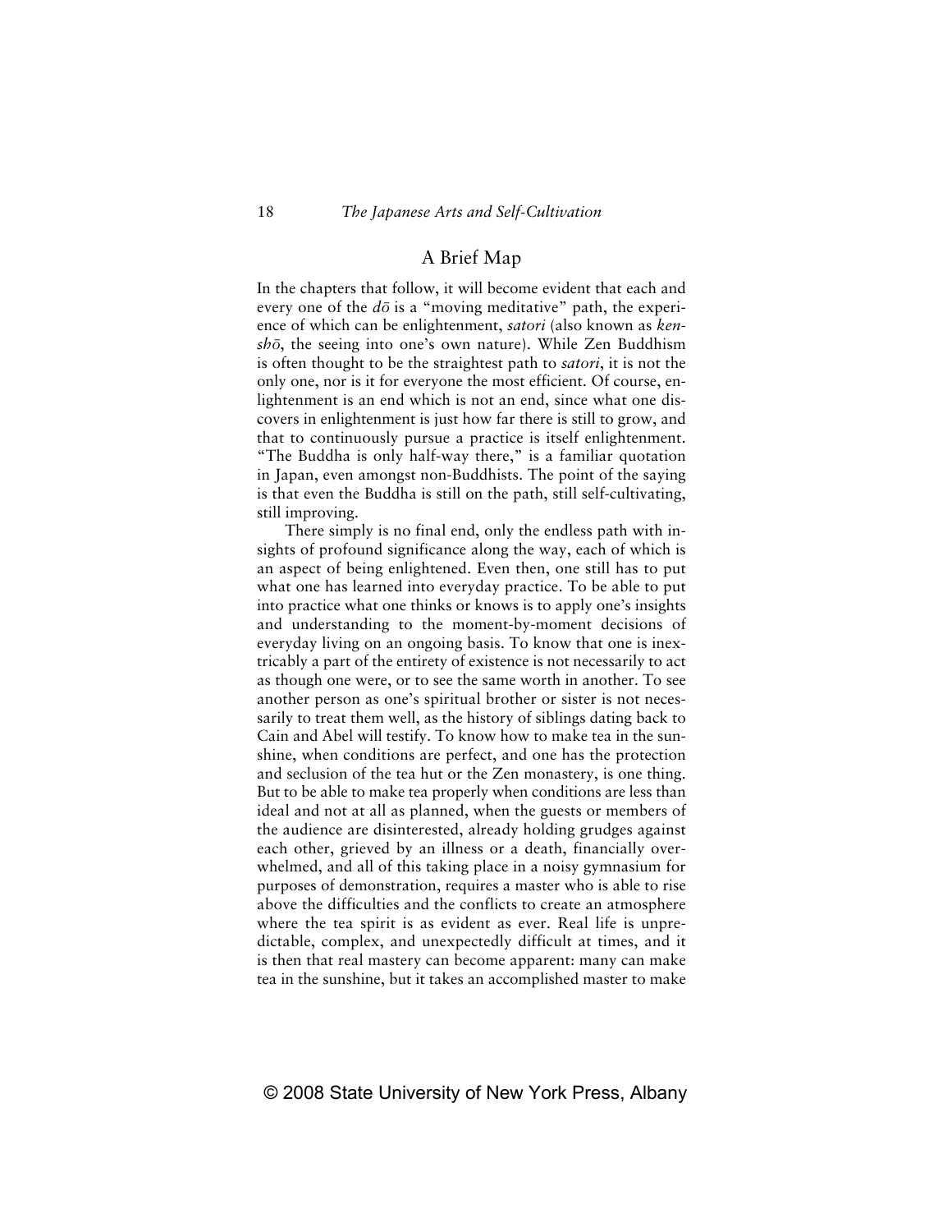## A Brief Map

In the chapters that follow, it will become evident that each and every one of the *dō* is a "moving meditative" path, the experience of which can be enlightenment, *satori* (also known as *kenshō*, the seeing into one's own nature). While Zen Buddhism is often thought to be the straightest path to *satori*, it is not the only one, nor is it for everyone the most efficient. Of course, enlightenment is an end which is not an end, since what one discovers in enlightenment is just how far there is still to grow, and that to continuously pursue a practice is itself enlightenment. "The Buddha is only half-way there," is a familiar quotation in Japan, even amongst non-Buddhists. The point of the saying is that even the Buddha is still on the path, still self-cultivating, still improving.

There simply is no final end, only the endless path with insights of profound significance along the way, each of which is an aspect of being enlightened. Even then, one still has to put what one has learned into everyday practice. To be able to put into practice what one thinks or knows is to apply one's insights and understanding to the moment-by-moment decisions of everyday living on an ongoing basis. To know that one is inextricably a part of the entirety of existence is not necessarily to act as though one were, or to see the same worth in another. To see another person as one's spiritual brother or sister is not necessarily to treat them well, as the history of siblings dating back to Cain and Abel will testify. To know how to make tea in the sunshine, when conditions are perfect, and one has the protection and seclusion of the tea hut or the Zen monastery, is one thing. But to be able to make tea properly when conditions are less than ideal and not at all as planned, when the guests or members of the audience are disinterested, already holding grudges against each other, grieved by an illness or a death, financially overwhelmed, and all of this taking place in a noisy gymnasium for purposes of demonstration, requires a master who is able to rise above the difficulties and the conflicts to create an atmosphere where the tea spirit is as evident as ever. Real life is unpredictable, complex, and unexpectedly difficult at times, and it is then that real mastery can become apparent: many can make tea in the sunshine, but it takes an accomplished master to make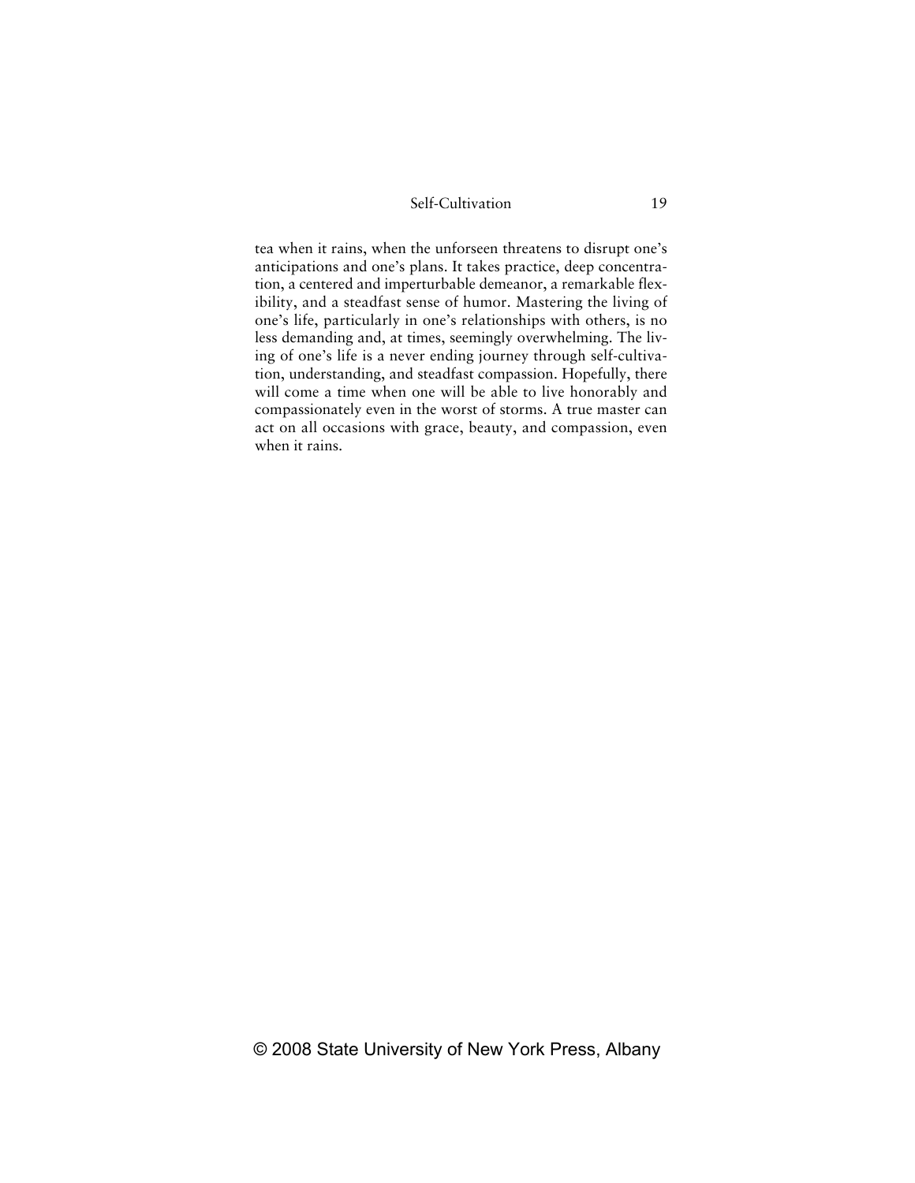tea when it rains, when the unforseen threatens to disrupt one's anticipations and one's plans. It takes practice, deep concentration, a centered and imperturbable demeanor, a remarkable flexibility, and a steadfast sense of humor. Mastering the living of one's life, particularly in one's relationships with others, is no less demanding and, at times, seemingly overwhelming. The living of one's life is a never ending journey through self-cultivation, understanding, and steadfast compassion. Hopefully, there will come a time when one will be able to live honorably and compassionately even in the worst of storms. A true master can act on all occasions with grace, beauty, and compassion, even when it rains.

© 2008 State University of New York Press, Albany